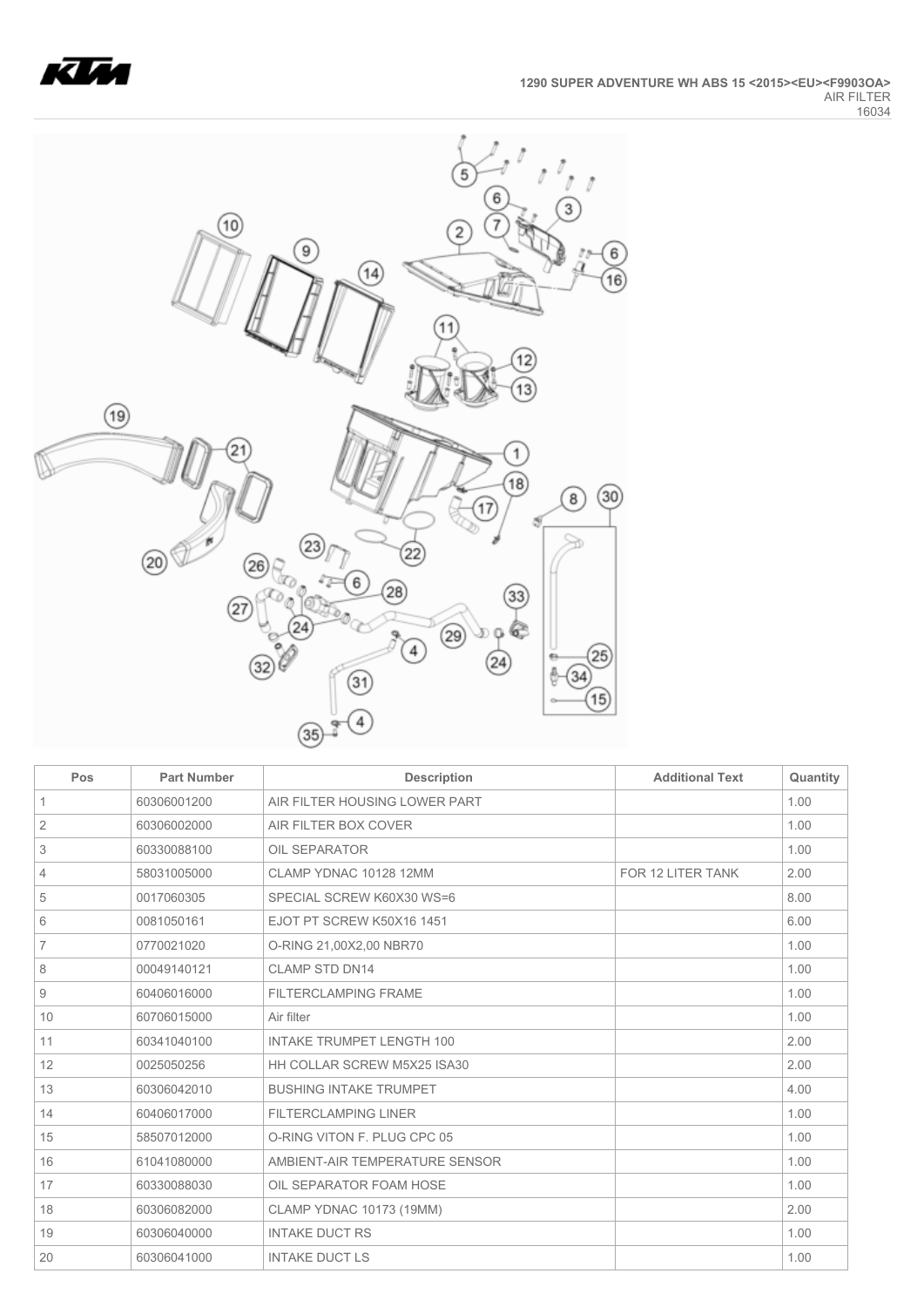**1290 SUPER ADVENTURE WH ABS 15 <2015><EU><F9903OA>**
AIR FILTER
16034

| Pos | Part Number | Description | Additional Text | Quantity |
|---|---|---|---|---|
| 1 | 60306001200 | AIR FILTER HOUSING LOWER PART | | 1.00 |
| 2 | 60306002000 | AIR FILTER BOX COVER | | 1.00 |
| 3 | 60330088100 | OIL SEPARATOR | | 1.00 |
| 4 | 58031005000 | CLAMP YDNAC 10128 12MM | FOR 12 LITER TANK | 2.00 |
| 5 | 0017060305 | SPECIAL SCREW K60X30 WS=6 | | 8.00 |
| 6 | 0081050161 | EJOT PT SCREW K50X16 1451 | | 6.00 |
| 7 | 0770021020 | O-RING 21,00X2,00 NBR70 | | 1.00 |
| 8 | 00049140121 | CLAMP STD DN14 | | 1.00 |
| 9 | 60406016000 | FILTERCLAMPING FRAME | | 1.00 |
| 10 | 60706015000 | Air filter | | 1.00 |
| 11 | 60341040100 | INTAKE TRUMPET LENGTH 100 | | 2.00 |
| 12 | 0025050256 | HH COLLAR SCREW M5X25 ISA30 | | 2.00 |
| 13 | 60306042010 | BUSHING INTAKE TRUMPET | | 4.00 |
| 14 | 60406017000 | FILTERCLAMPING LINER | | 1.00 |
| 15 | 58507012000 | O-RING VITON F. PLUG CPC 05 | | 1.00 |
| 16 | 61041080000 | AMBIENT-AIR TEMPERATURE SENSOR | | 1.00 |
| 17 | 60330088030 | OIL SEPARATOR FOAM HOSE | | 1.00 |
| 18 | 60306082000 | CLAMP YDNAC 10173 (19MM) | | 2.00 |
| 19 | 60306040000 | INTAKE DUCT RS | | 1.00 |
| 20 | 60306041000 | INTAKE DUCT LS | | 1.00 |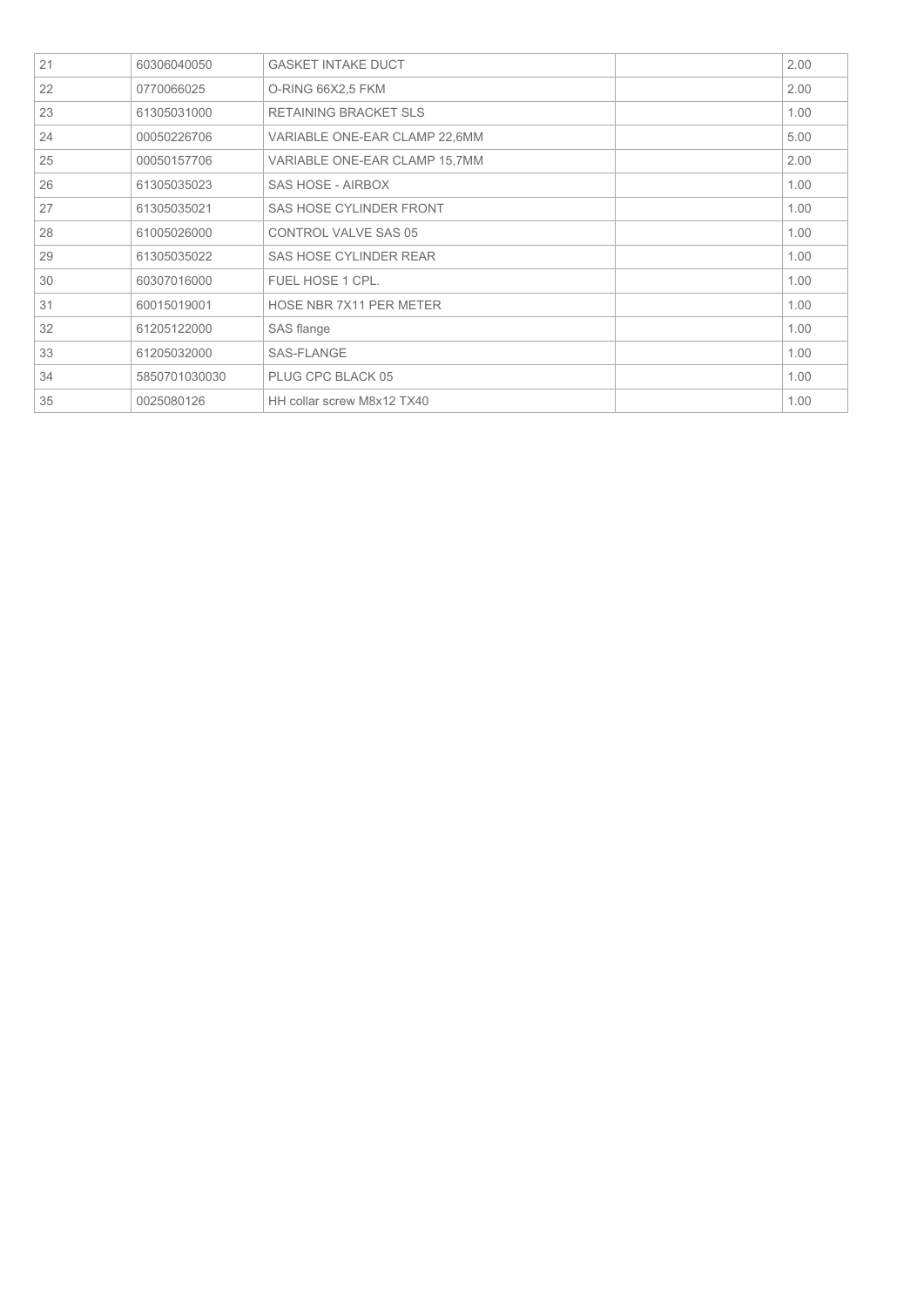| | | | | |
|---|---|---|---|---|
| 21 | 60306040050 | GASKET INTAKE DUCT | | 2.00 |
| 22 | 0770066025 | O-RING 66X2,5 FKM | | 2.00 |
| 23 | 61305031000 | RETAINING BRACKET SLS | | 1.00 |
| 24 | 00050226706 | VARIABLE ONE-EAR CLAMP 22,6MM | | 5.00 |
| 25 | 00050157706 | VARIABLE ONE-EAR CLAMP 15,7MM | | 2.00 |
| 26 | 61305035023 | SAS HOSE - AIRBOX | | 1.00 |
| 27 | 61305035021 | SAS HOSE CYLINDER FRONT | | 1.00 |
| 28 | 61005026000 | CONTROL VALVE SAS 05 | | 1.00 |
| 29 | 61305035022 | SAS HOSE CYLINDER REAR | | 1.00 |
| 30 | 60307016000 | FUEL HOSE 1 CPL. | | 1.00 |
| 31 | 60015019001 | HOSE NBR 7X11 PER METER | | 1.00 |
| 32 | 61205122000 | SAS flange | | 1.00 |
| 33 | 61205032000 | SAS-FLANGE | | 1.00 |
| 34 | 5850701030030 | PLUG CPC BLACK 05 | | 1.00 |
| 35 | 0025080126 | HH collar screw M8x12 TX40 | | 1.00 |